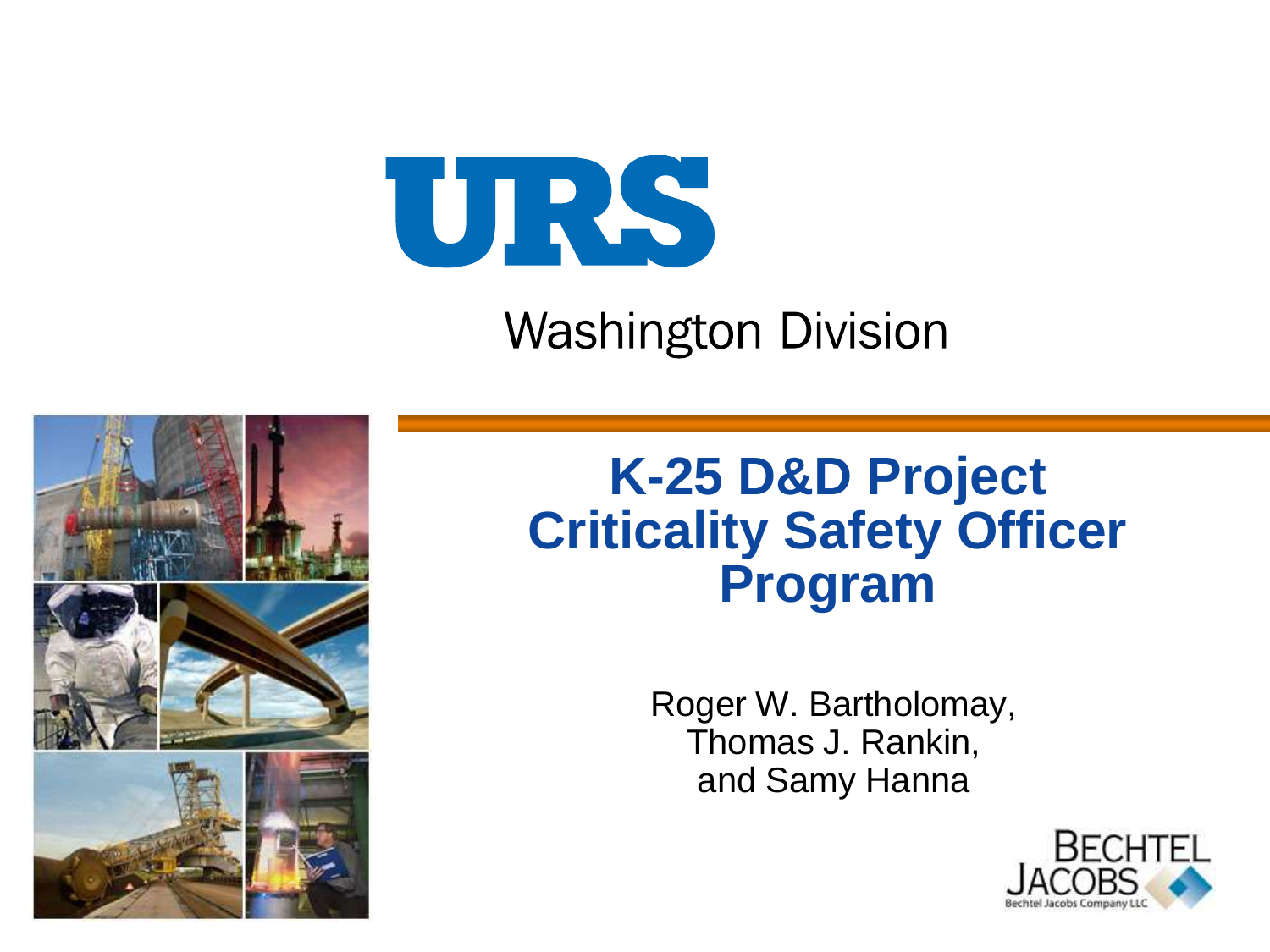URS

Washington Division

# K-25 D&D Project Criticality Safety Officer Program

Roger W. Bartholomay,
Thomas J. Rankin,
and Samy Hanna

BECHTEL JACOBS
Bechtel Jacobs Company LLC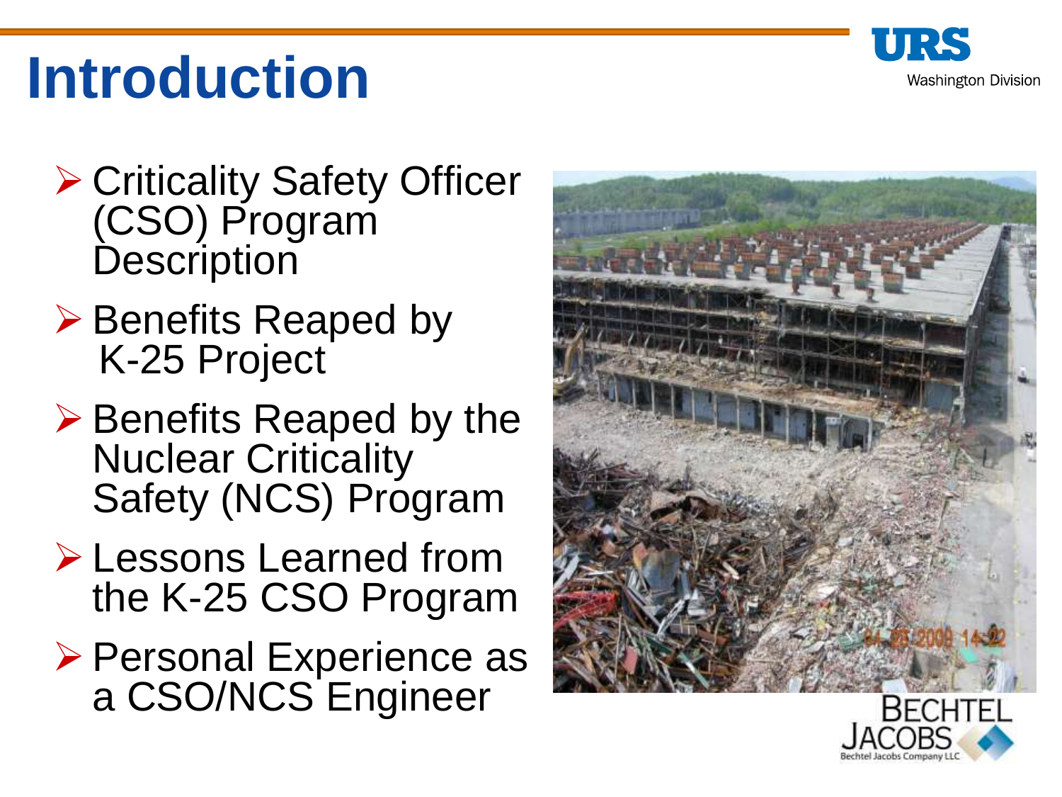# Introduction

- Criticality Safety Officer (CSO) Program Description
- Benefits Reaped by K-25 Project
- Benefits Reaped by the Nuclear Criticality Safety (NCS) Program
- Lessons Learned from the K-25 CSO Program
- Personal Experience as a CSO/NCS Engineer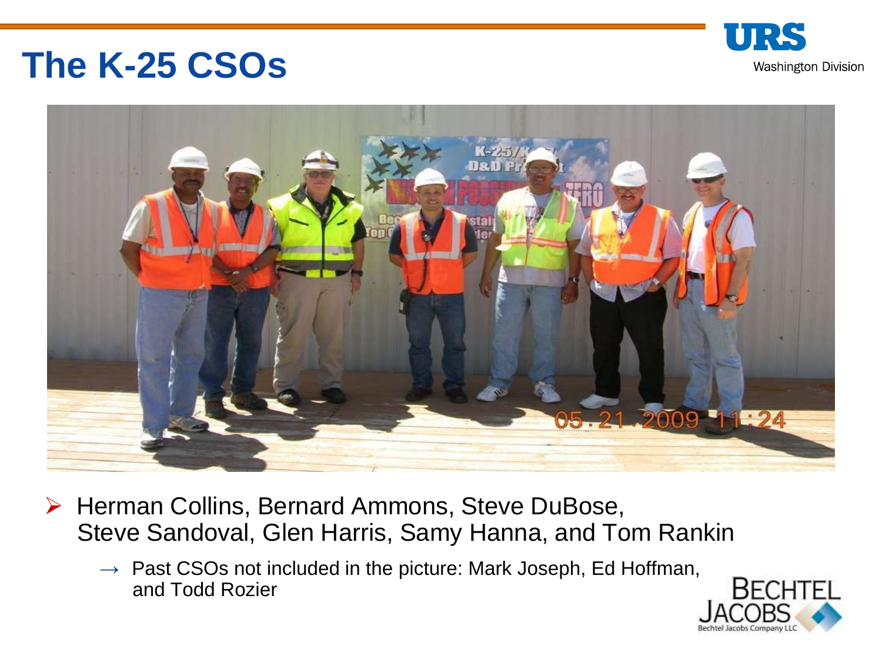# The K-25 CSOs

- Herman Collins, Bernard Ammons, Steve DuBose, Steve Sandoval, Glen Harris, Samy Hanna, and Tom Rankin
  - Past CSOs not included in the picture: Mark Joseph, Ed Hoffman, and Todd Rozier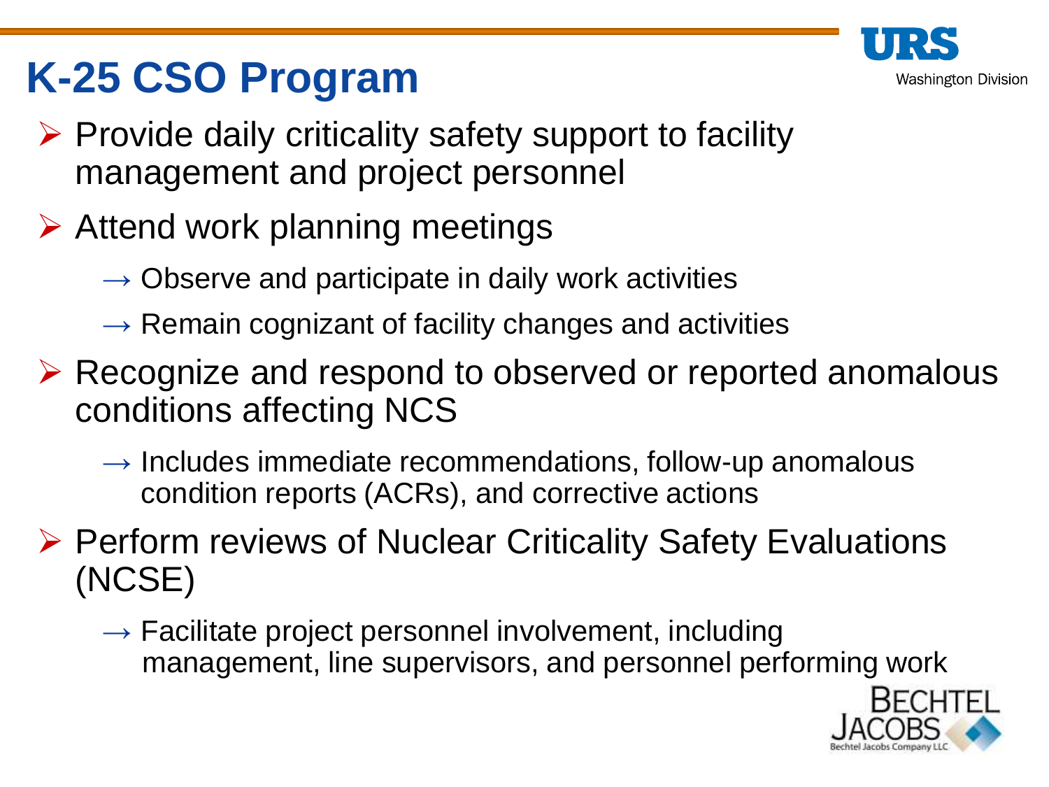# K-25 CSO Program

- Provide daily criticality safety support to facility management and project personnel
- Attend work planning meetings
  - → Observe and participate in daily work activities
  - → Remain cognizant of facility changes and activities
- Recognize and respond to observed or reported anomalous conditions affecting NCS
  - → Includes immediate recommendations, follow-up anomalous condition reports (ACRs), and corrective actions
- Perform reviews of Nuclear Criticality Safety Evaluations (NCSE)
  - → Facilitate project personnel involvement, including management, line supervisors, and personnel performing work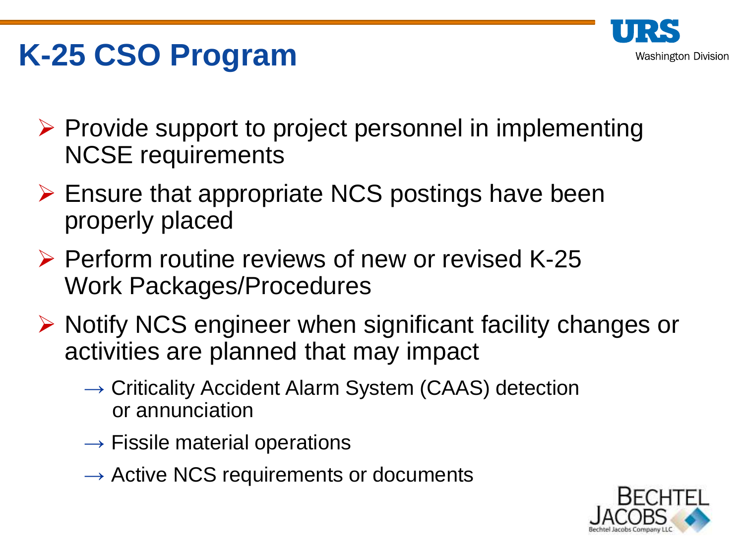# K-25 CSO Program

- Provide support to project personnel in implementing NCSE requirements
- Ensure that appropriate NCS postings have been properly placed
- Perform routine reviews of new or revised K-25 Work Packages/Procedures
- Notify NCS engineer when significant facility changes or activities are planned that may impact
  - → Criticality Accident Alarm System (CAAS) detection or annunciation
  - → Fissile material operations
  - → Active NCS requirements or documents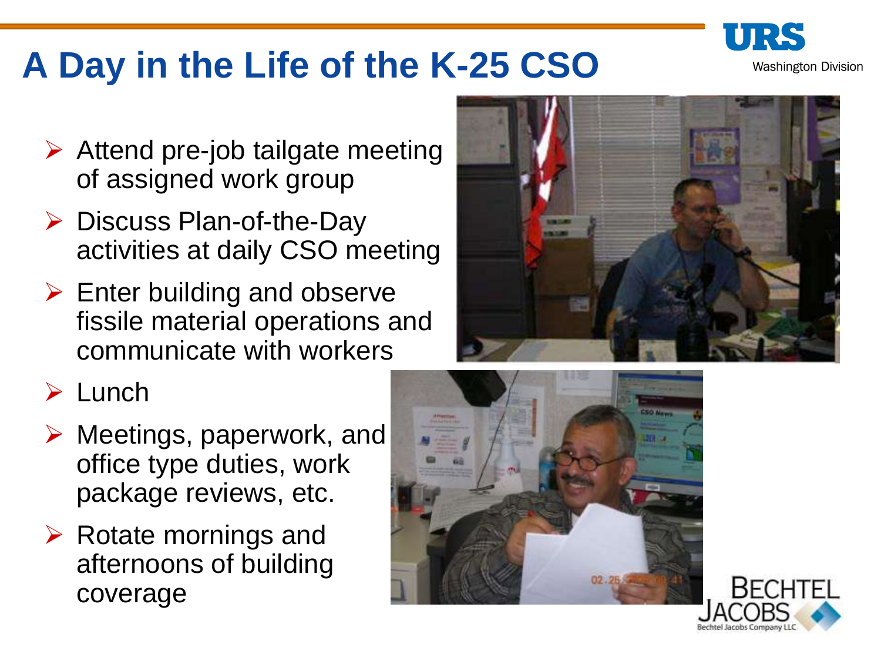# A Day in the Life of the K-25 CSO

- Attend pre-job tailgate meeting of assigned work group
- Discuss Plan-of-the-Day activities at daily CSO meeting
- Enter building and observe fissile material operations and communicate with workers
- Lunch
- Meetings, paperwork, and office type duties, work package reviews, etc.
- Rotate mornings and afternoons of building coverage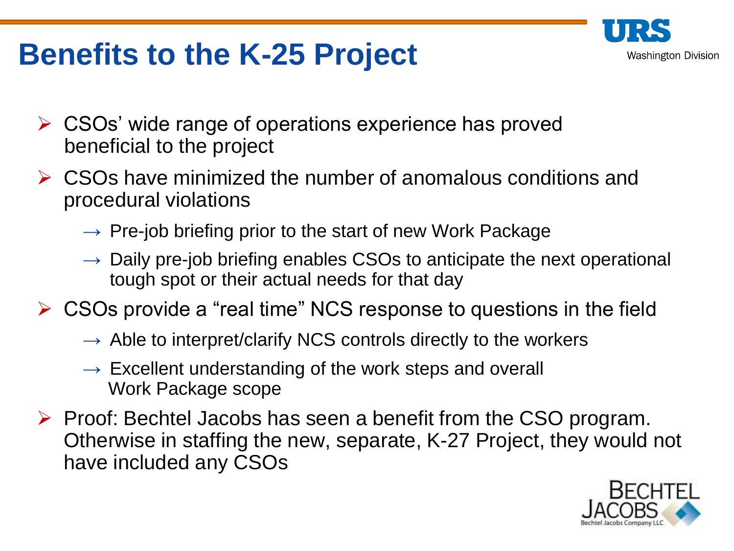# Benefits to the K-25 Project

- CSOs' wide range of operations experience has proved beneficial to the project
- CSOs have minimized the number of anomalous conditions and procedural violations
  - → Pre-job briefing prior to the start of new Work Package
  - → Daily pre-job briefing enables CSOs to anticipate the next operational tough spot or their actual needs for that day
- CSOs provide a "real time" NCS response to questions in the field
  - → Able to interpret/clarify NCS controls directly to the workers
  - → Excellent understanding of the work steps and overall Work Package scope
- Proof: Bechtel Jacobs has seen a benefit from the CSO program. Otherwise in staffing the new, separate, K-27 Project, they would not have included any CSOs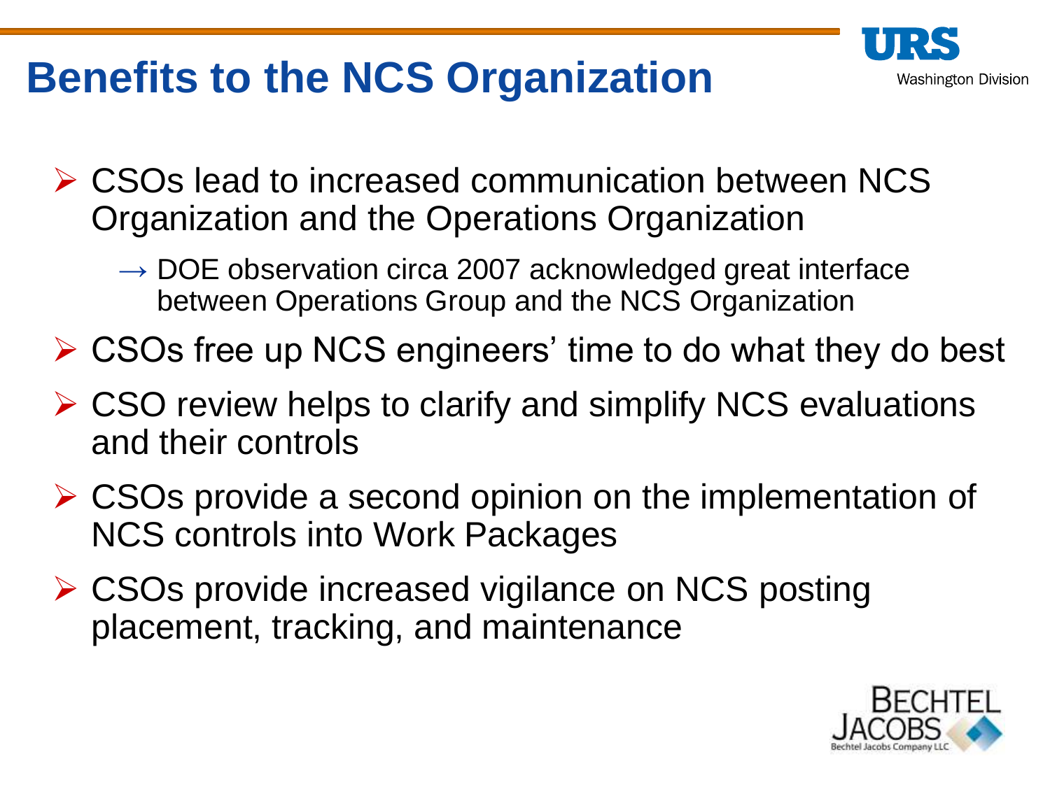# Benefits to the NCS Organization

- CSOs lead to increased communication between NCS Organization and the Operations Organization
  - → DOE observation circa 2007 acknowledged great interface between Operations Group and the NCS Organization
- CSOs free up NCS engineers' time to do what they do best
- CSO review helps to clarify and simplify NCS evaluations and their controls
- CSOs provide a second opinion on the implementation of NCS controls into Work Packages
- CSOs provide increased vigilance on NCS posting placement, tracking, and maintenance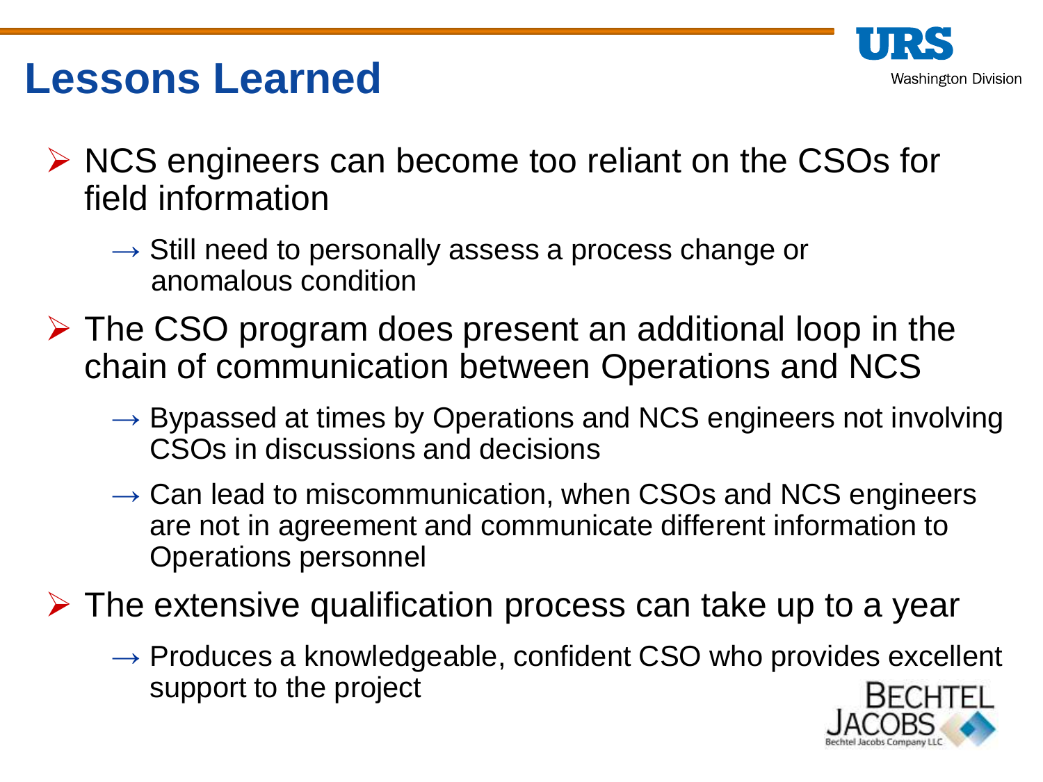# Lessons Learned

- NCS engineers can become too reliant on the CSOs for field information
  - → Still need to personally assess a process change or anomalous condition
- The CSO program does present an additional loop in the chain of communication between Operations and NCS
  - → Bypassed at times by Operations and NCS engineers not involving CSOs in discussions and decisions
  - → Can lead to miscommunication, when CSOs and NCS engineers are not in agreement and communicate different information to Operations personnel
- The extensive qualification process can take up to a year
  - → Produces a knowledgeable, confident CSO who provides excellent support to the project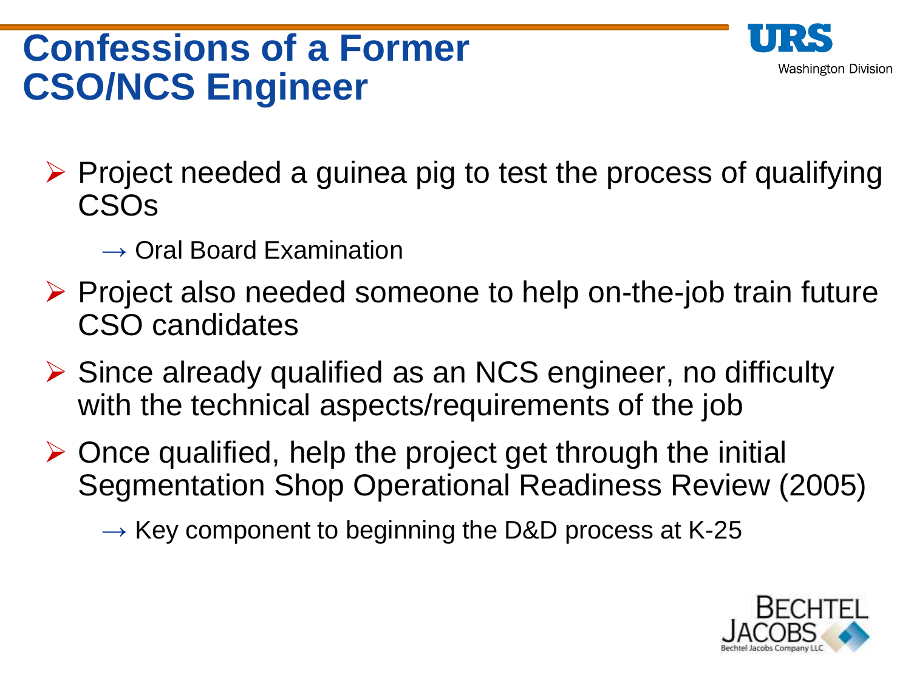# Confessions of a Former CSO/NCS Engineer

- Project needed a guinea pig to test the process of qualifying CSOs
  - → Oral Board Examination
- Project also needed someone to help on-the-job train future CSO candidates
- Since already qualified as an NCS engineer, no difficulty with the technical aspects/requirements of the job
- Once qualified, help the project get through the initial Segmentation Shop Operational Readiness Review (2005)
  - → Key component to beginning the D&D process at K-25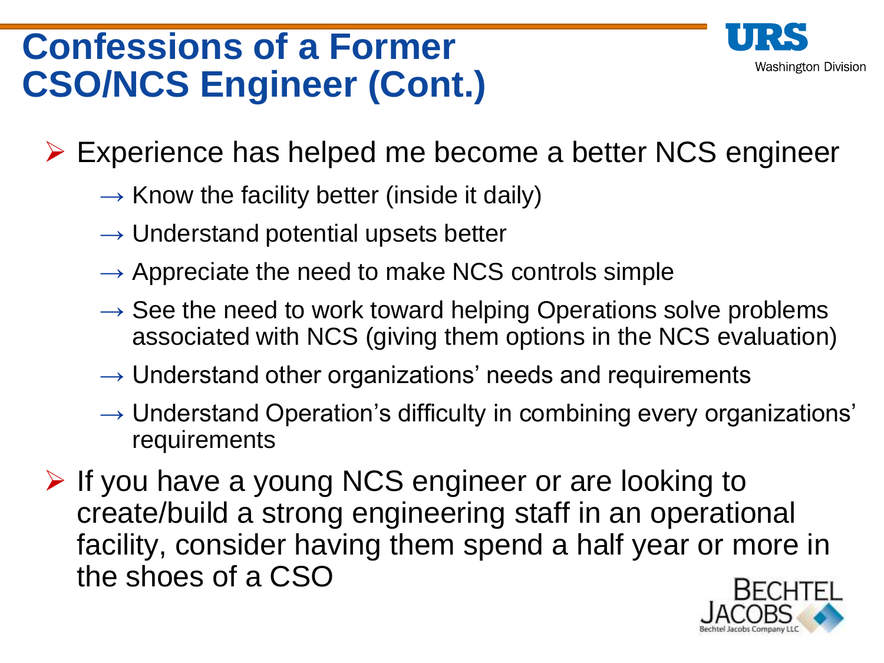# Confessions of a Former CSO/NCS Engineer (Cont.)

- Experience has helped me become a better NCS engineer
  - → Know the facility better (inside it daily)
  - → Understand potential upsets better
  - → Appreciate the need to make NCS controls simple
  - → See the need to work toward helping Operations solve problems associated with NCS (giving them options in the NCS evaluation)
  - → Understand other organizations' needs and requirements
  - → Understand Operation's difficulty in combining every organizations' requirements
- If you have a young NCS engineer or are looking to create/build a strong engineering staff in an operational facility, consider having them spend a half year or more in the shoes of a CSO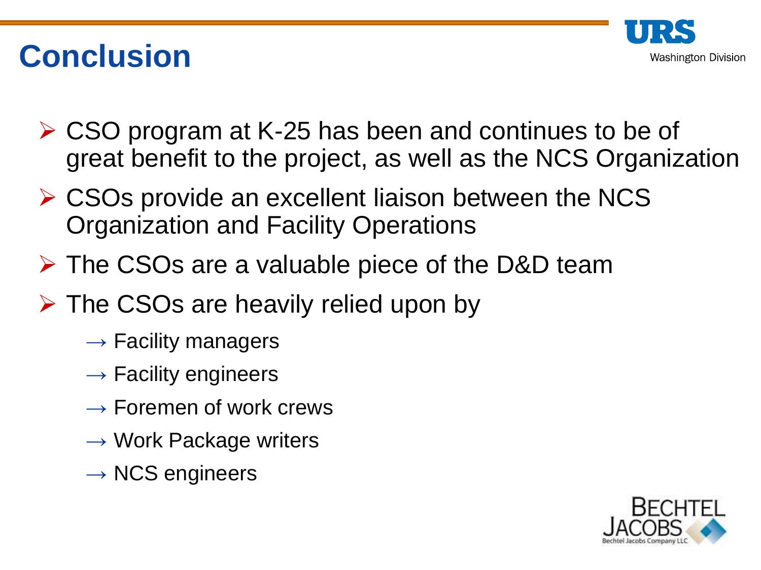# Conclusion

- CSO program at K-25 has been and continues to be of great benefit to the project, as well as the NCS Organization
- CSOs provide an excellent liaison between the NCS Organization and Facility Operations
- The CSOs are a valuable piece of the D&D team
- The CSOs are heavily relied upon by
  - → Facility managers
  - → Facility engineers
  - → Foremen of work crews
  - → Work Package writers
  - → NCS engineers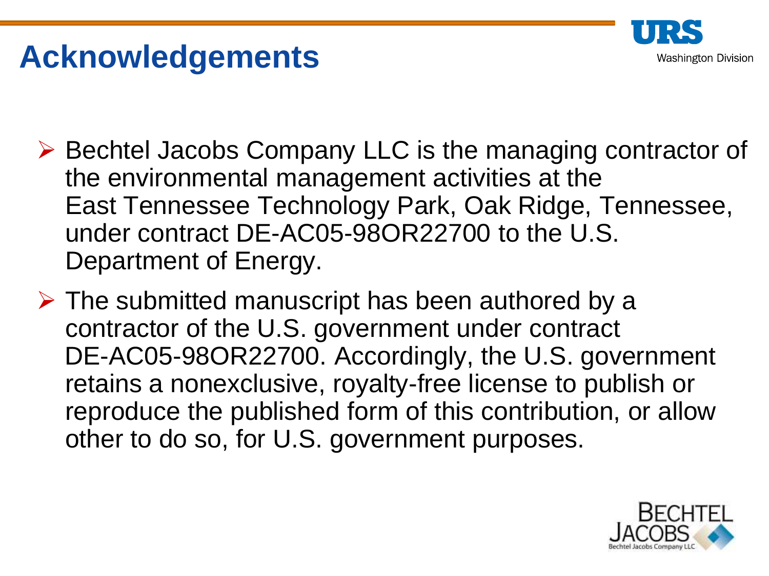# Acknowledgements

- Bechtel Jacobs Company LLC is the managing contractor of the environmental management activities at the East Tennessee Technology Park, Oak Ridge, Tennessee, under contract DE-AC05-98OR22700 to the U.S. Department of Energy.
- The submitted manuscript has been authored by a contractor of the U.S. government under contract DE-AC05-98OR22700. Accordingly, the U.S. government retains a nonexclusive, royalty-free license to publish or reproduce the published form of this contribution, or allow other to do so, for U.S. government purposes.